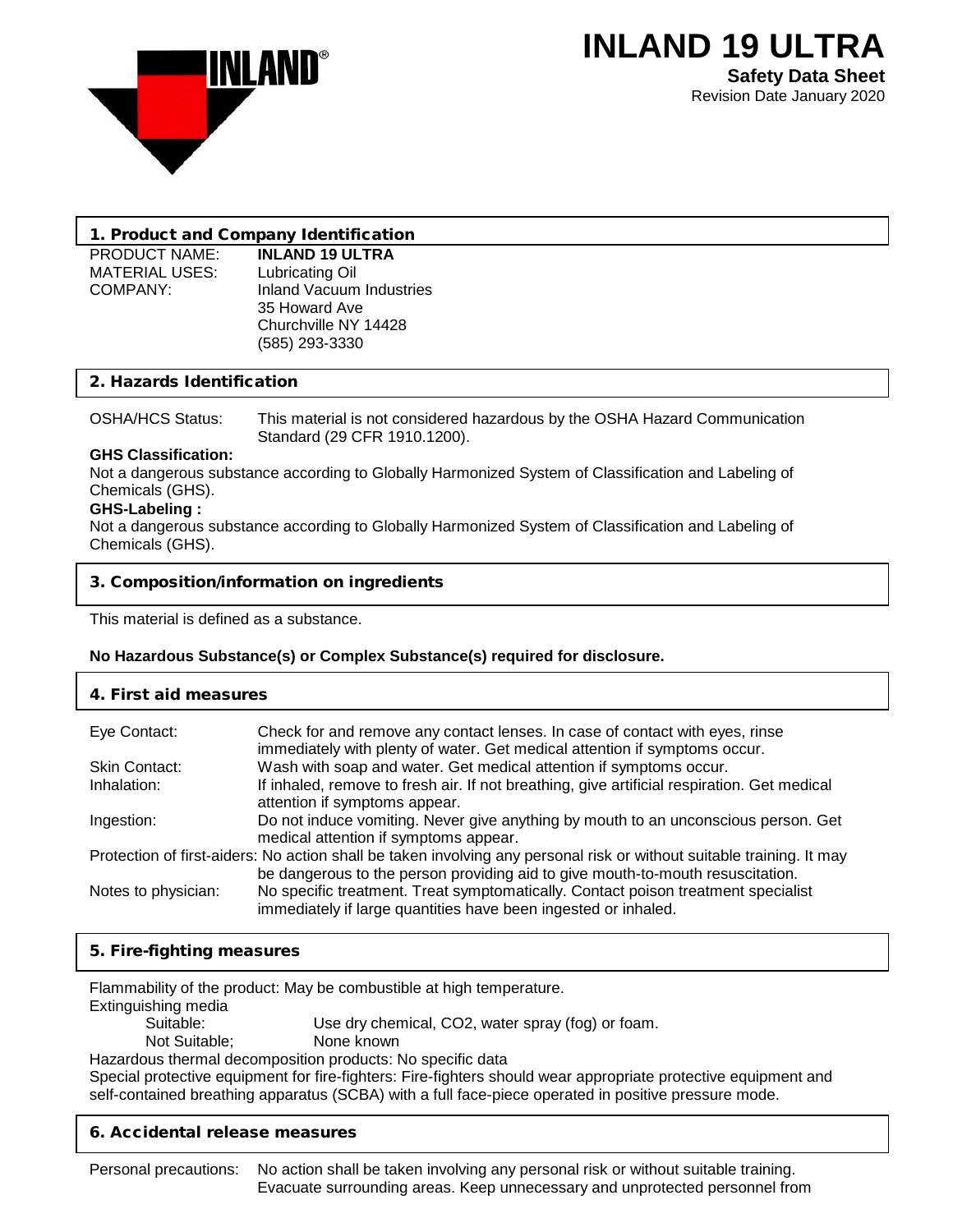# INLAND 19 ULTRA

**Safety Data Sheet**
Revision Date January 2020

## 1. Product and Company Identification

| | |
|---|---|
| PRODUCT NAME: | **INLAND 19 ULTRA** |
| MATERIAL USES: | Lubricating Oil |
| COMPANY: | Inland Vacuum Industries<br>35 Howard Ave<br>Churchville NY 14428<br>(585) 293-3330 |

## 2. Hazards Identification

OSHA/HCS Status: This material is not considered hazardous by the OSHA Hazard Communication Standard (29 CFR 1910.1200).

**GHS Classification:**
Not a dangerous substance according to Globally Harmonized System of Classification and Labeling of Chemicals (GHS).

**GHS-Labeling :**
Not a dangerous substance according to Globally Harmonized System of Classification and Labeling of Chemicals (GHS).

## 3. Composition/information on ingredients

This material is defined as a substance.

**No Hazardous Substance(s) or Complex Substance(s) required for disclosure.**

## 4. First aid measures

| | |
|---|---|
| Eye Contact: | Check for and remove any contact lenses. In case of contact with eyes, rinse immediately with plenty of water. Get medical attention if symptoms occur. |
| Skin Contact: | Wash with soap and water. Get medical attention if symptoms occur. |
| Inhalation: | If inhaled, remove to fresh air. If not breathing, give artificial respiration. Get medical attention if symptoms appear. |
| Ingestion: | Do not induce vomiting. Never give anything by mouth to an unconscious person. Get medical attention if symptoms appear. |
| Protection of first-aiders: | No action shall be taken involving any personal risk or without suitable training. It may be dangerous to the person providing aid to give mouth-to-mouth resuscitation. |
| Notes to physician: | No specific treatment. Treat symptomatically. Contact poison treatment specialist immediately if large quantities have been ingested or inhaled. |

## 5. Fire-fighting measures

Flammability of the product: May be combustible at high temperature.

Extinguishing media

- Suitable: Use dry chemical, $CO_2$, water spray (fog) or foam.
- Not Suitable; None known

Hazardous thermal decomposition products: No specific data

Special protective equipment for fire-fighters: Fire-fighters should wear appropriate protective equipment and self-contained breathing apparatus (SCBA) with a full face-piece operated in positive pressure mode.

## 6. Accidental release measures

Personal precautions: No action shall be taken involving any personal risk or without suitable training. Evacuate surrounding areas. Keep unnecessary and unprotected personnel from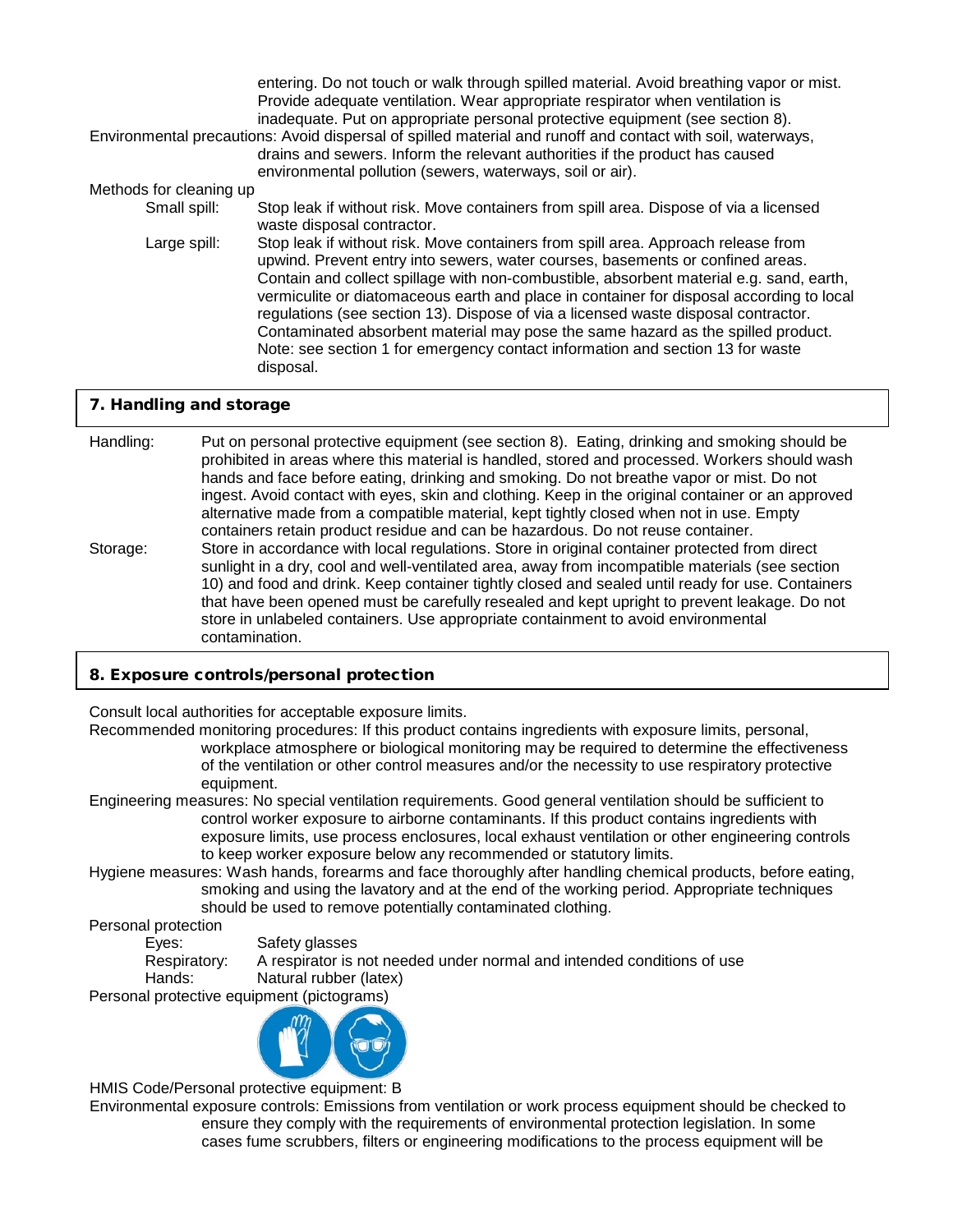entering. Do not touch or walk through spilled material. Avoid breathing vapor or mist. Provide adequate ventilation. Wear appropriate respirator when ventilation is inadequate. Put on appropriate personal protective equipment (see section 8).

Environmental precautions: Avoid dispersal of spilled material and runoff and contact with soil, waterways, drains and sewers. Inform the relevant authorities if the product has caused environmental pollution (sewers, waterways, soil or air).

Methods for cleaning up

Small spill: Stop leak if without risk. Move containers from spill area. Dispose of via a licensed waste disposal contractor.

Large spill: Stop leak if without risk. Move containers from spill area. Approach release from upwind. Prevent entry into sewers, water courses, basements or confined areas. Contain and collect spillage with non-combustible, absorbent material e.g. sand, earth, vermiculite or diatomaceous earth and place in container for disposal according to local regulations (see section 13). Dispose of via a licensed waste disposal contractor. Contaminated absorbent material may pose the same hazard as the spilled product. Note: see section 1 for emergency contact information and section 13 for waste disposal.

## 7. Handling and storage

Handling: Put on personal protective equipment (see section 8). Eating, drinking and smoking should be prohibited in areas where this material is handled, stored and processed. Workers should wash hands and face before eating, drinking and smoking. Do not breathe vapor or mist. Do not ingest. Avoid contact with eyes, skin and clothing. Keep in the original container or an approved alternative made from a compatible material, kept tightly closed when not in use. Empty containers retain product residue and can be hazardous. Do not reuse container.

Storage: Store in accordance with local regulations. Store in original container protected from direct sunlight in a dry, cool and well-ventilated area, away from incompatible materials (see section 10) and food and drink. Keep container tightly closed and sealed until ready for use. Containers that have been opened must be carefully resealed and kept upright to prevent leakage. Do not store in unlabeled containers. Use appropriate containment to avoid environmental contamination.

## 8. Exposure controls/personal protection

Consult local authorities for acceptable exposure limits.

Recommended monitoring procedures: If this product contains ingredients with exposure limits, personal, workplace atmosphere or biological monitoring may be required to determine the effectiveness of the ventilation or other control measures and/or the necessity to use respiratory protective equipment.

Engineering measures: No special ventilation requirements. Good general ventilation should be sufficient to control worker exposure to airborne contaminants. If this product contains ingredients with exposure limits, use process enclosures, local exhaust ventilation or other engineering controls to keep worker exposure below any recommended or statutory limits.

Hygiene measures: Wash hands, forearms and face thoroughly after handling chemical products, before eating, smoking and using the lavatory and at the end of the working period. Appropriate techniques should be used to remove potentially contaminated clothing.

Personal protection

Eyes: Safety glasses

Respiratory: A respirator is not needed under normal and intended conditions of use

Hands: Natural rubber (latex)

Personal protective equipment (pictograms)

HMIS Code/Personal protective equipment: B

Environmental exposure controls: Emissions from ventilation or work process equipment should be checked to ensure they comply with the requirements of environmental protection legislation. In some cases fume scrubbers, filters or engineering modifications to the process equipment will be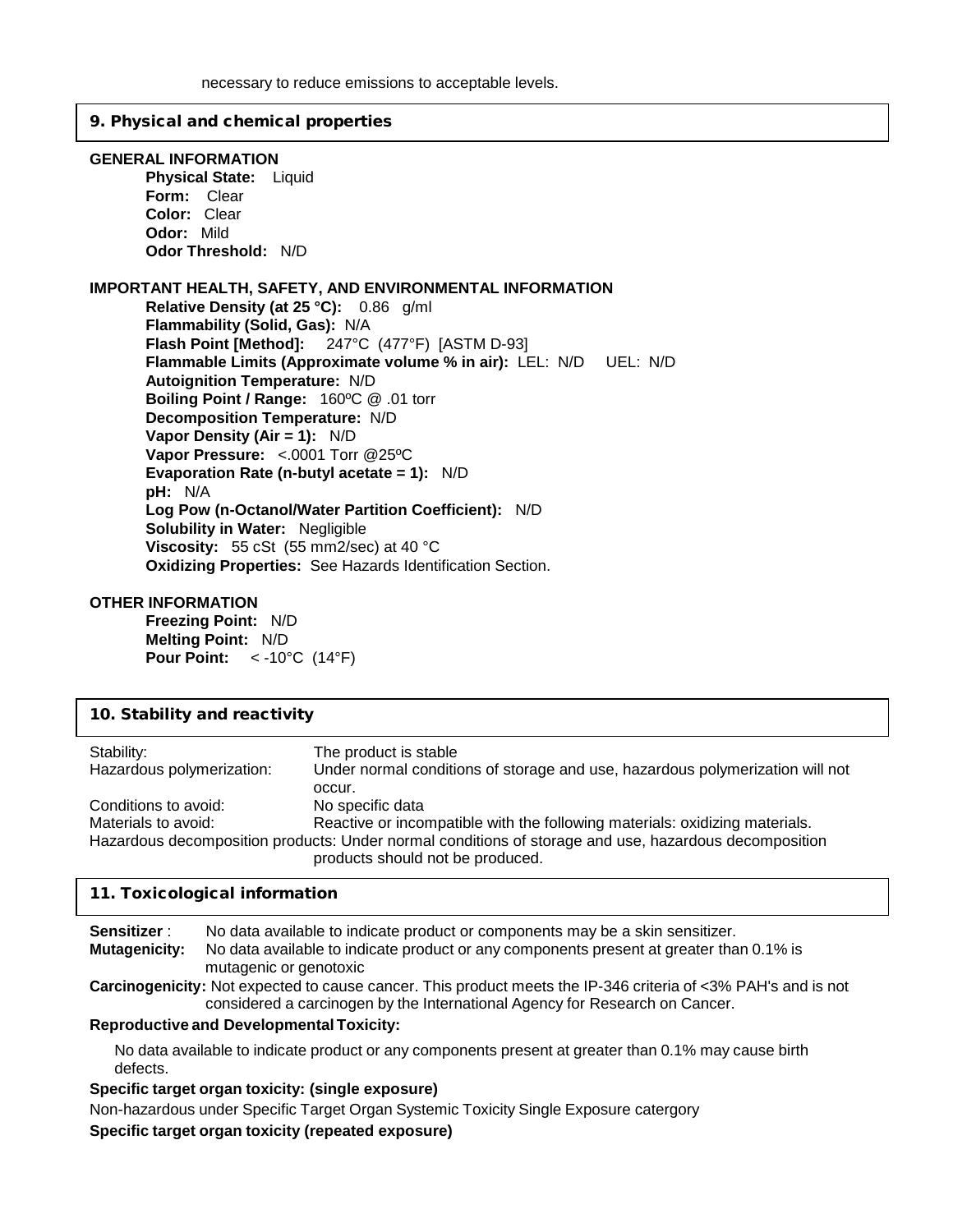necessary to reduce emissions to acceptable levels.

## 9. Physical and chemical properties

**GENERAL INFORMATION**

**Physical State:** Liquid
**Form:** Clear
**Color:** Clear
**Odor:** Mild
**Odor Threshold:** N/D

**IMPORTANT HEALTH, SAFETY, AND ENVIRONMENTAL INFORMATION**

**Relative Density (at 25 °C):** 0.86 g/ml
**Flammability (Solid, Gas):** N/A
**Flash Point [Method]:** 247°C (477°F) [ASTM D-93]
**Flammable Limits (Approximate volume % in air):** LEL: N/D UEL: N/D
**Autoignition Temperature:** N/D
**Boiling Point / Range:** 160ºC @ .01 torr
**Decomposition Temperature:** N/D
**Vapor Density (Air = 1):** N/D
**Vapor Pressure:** <.0001 Torr @25ºC
**Evaporation Rate (n-butyl acetate = 1):** N/D
**pH:** N/A
**Log Pow (n-Octanol/Water Partition Coefficient):** N/D
**Solubility in Water:** Negligible
**Viscosity:** 55 cSt (55 mm2/sec) at 40 °C
**Oxidizing Properties:** See Hazards Identification Section.

**OTHER INFORMATION**

**Freezing Point:** N/D
**Melting Point:** N/D
**Pour Point:** < -10°C (14°F)

## 10. Stability and reactivity

| | |
|---|---|
| Stability: | The product is stable |
| Hazardous polymerization: | Under normal conditions of storage and use, hazardous polymerization will not occur. |
| Conditions to avoid: | No specific data |
| Materials to avoid: | Reactive or incompatible with the following materials: oxidizing materials. |
| Hazardous decomposition products: | Under normal conditions of storage and use, hazardous decomposition products should not be produced. |

## 11. Toxicological information

**Sensitizer** : No data available to indicate product or components may be a skin sensitizer.
**Mutagenicity:** No data available to indicate product or any components present at greater than 0.1% is mutagenic or genotoxic
**Carcinogenicity:** Not expected to cause cancer. This product meets the IP-346 criteria of <3% PAH's and is not considered a carcinogen by the International Agency for Research on Cancer.

**Reproductive and Developmental Toxicity:**

No data available to indicate product or any components present at greater than 0.1% may cause birth defects.

**Specific target organ toxicity: (single exposure)**

Non-hazardous under Specific Target Organ Systemic Toxicity Single Exposure catergory

**Specific target organ toxicity (repeated exposure)**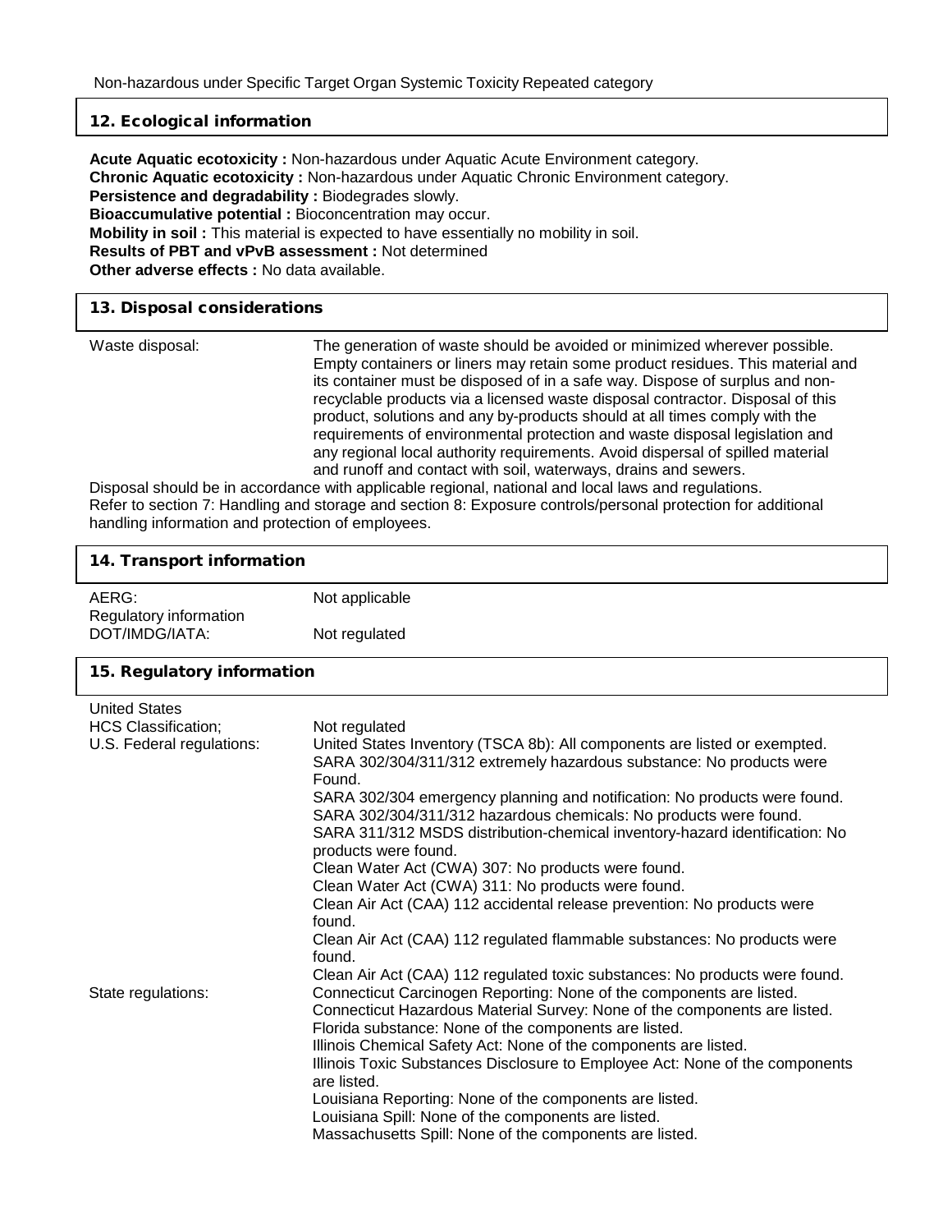Non-hazardous under Specific Target Organ Systemic Toxicity Repeated category

## 12. Ecological information

**Acute Aquatic ecotoxicity :** Non-hazardous under Aquatic Acute Environment category.
**Chronic Aquatic ecotoxicity :** Non-hazardous under Aquatic Chronic Environment category.
**Persistence and degradability :** Biodegrades slowly.
**Bioaccumulative potential :** Bioconcentration may occur.
**Mobility in soil :** This material is expected to have essentially no mobility in soil.
**Results of PBT and vPvB assessment :** Not determined
**Other adverse effects :** No data available.

## 13. Disposal considerations

| | |
|---|---|
| Waste disposal: | The generation of waste should be avoided or minimized wherever possible. Empty containers or liners may retain some product residues. This material and its container must be disposed of in a safe way. Dispose of surplus and non-recyclable products via a licensed waste disposal contractor. Disposal of this product, solutions and any by-products should at all times comply with the requirements of environmental protection and waste disposal legislation and any regional local authority requirements. Avoid dispersal of spilled material and runoff and contact with soil, waterways, drains and sewers. |

Disposal should be in accordance with applicable regional, national and local laws and regulations.
Refer to section 7: Handling and storage and section 8: Exposure controls/personal protection for additional handling information and protection of employees.

## 14. Transport information

| | |
|---|---|
| AERG: | Not applicable |
| Regulatory information DOT/IMDG/IATA: | Not regulated |

## 15. Regulatory information

| | |
|---|---|
| United States | |
| HCS Classification; | Not regulated |
| U.S. Federal regulations: | United States Inventory (TSCA 8b): All components are listed or exempted.<br>SARA 302/304/311/312 extremely hazardous substance: No products were Found.<br>SARA 302/304 emergency planning and notification: No products were found.<br>SARA 302/304/311/312 hazardous chemicals: No products were found.<br>SARA 311/312 MSDS distribution-chemical inventory-hazard identification: No products were found.<br>Clean Water Act (CWA) 307: No products were found.<br>Clean Water Act (CWA) 311: No products were found.<br>Clean Air Act (CAA) 112 accidental release prevention: No products were found.<br>Clean Air Act (CAA) 112 regulated flammable substances: No products were found.<br>Clean Air Act (CAA) 112 regulated toxic substances: No products were found. |
| State regulations: | Connecticut Carcinogen Reporting: None of the components are listed.<br>Connecticut Hazardous Material Survey: None of the components are listed.<br>Florida substance: None of the components are listed.<br>Illinois Chemical Safety Act: None of the components are listed.<br>Illinois Toxic Substances Disclosure to Employee Act: None of the components are listed.<br>Louisiana Reporting: None of the components are listed.<br>Louisiana Spill: None of the components are listed.<br>Massachusetts Spill: None of the components are listed. |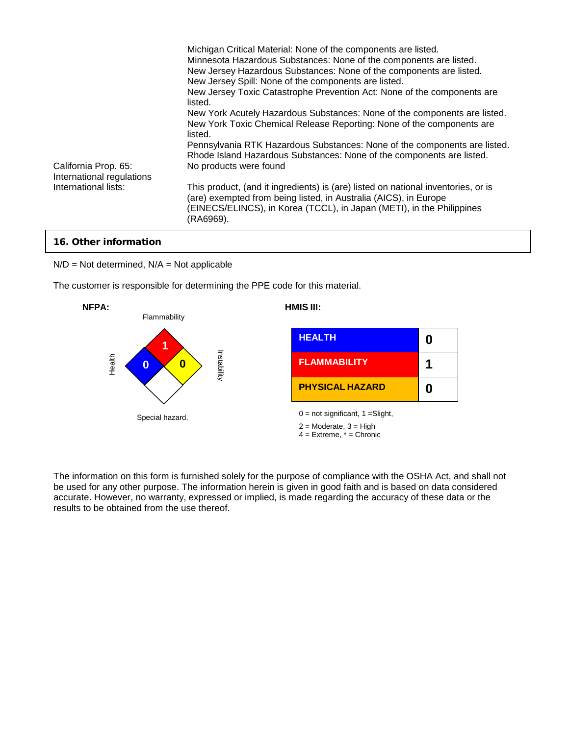| | |
|---|---|
| | Michigan Critical Material: None of the components are listed.<br>Minnesota Hazardous Substances: None of the components are listed.<br>New Jersey Hazardous Substances: None of the components are listed.<br>New Jersey Spill: None of the components are listed.<br>New Jersey Toxic Catastrophe Prevention Act: None of the components are listed.<br>New York Acutely Hazardous Substances: None of the components are listed.<br>New York Toxic Chemical Release Reporting: None of the components are listed.<br>Pennsylvania RTK Hazardous Substances: None of the components are listed.<br>Rhode Island Hazardous Substances: None of the components are listed. |
| California Prop. 65: | No products were found |
| International regulations | |
| International lists: | This product, (and it ingredients) is (are) listed on national inventories, or is (are) exempted from being listed, in Australia (AICS), in Europe (EINECS/ELINCS), in Korea (TCCL), in Japan (METI), in the Philippines (RA6969). |

## 16. Other information

N/D = Not determined, N/A = Not applicable

The customer is responsible for determining the PPE code for this material.

**NFPA:**

Flammability
1
Health
0
Instability
0
Special hazard.

**HMIS III:**

| | |
|---|---|
| HEALTH | 0 |
| FLAMMABILITY | 1 |
| PHYSICAL HAZARD | 0 |

0 = not significant, 1 =Slight,
2 = Moderate, 3 = High
4 = Extreme, * = Chronic

The information on this form is furnished solely for the purpose of compliance with the OSHA Act, and shall not be used for any other purpose. The information herein is given in good faith and is based on data considered accurate. However, no warranty, expressed or implied, is made regarding the accuracy of these data or the results to be obtained from the use thereof.